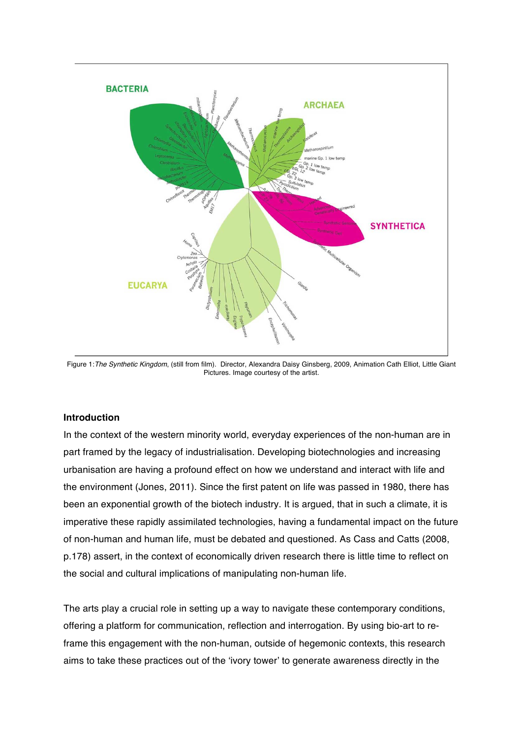Figure 1: *The Synthetic Kingdom*, (still from film). Director, Alexandra Daisy Ginsberg, 2009, Animation Cath Elliot, Little Giant Pictures. Image courtesy of the artist.

### Introduction

In the context of the western minority world, everyday experiences of the non-human are in part framed by the legacy of industrialisation. Developing biotechnologies and increasing urbanisation are having a profound effect on how we understand and interact with life and the environment (Jones, 2011). Since the first patent on life was passed in 1980, there has been an exponential growth of the biotech industry. It is argued, that in such a climate, it is imperative these rapidly assimilated technologies, having a fundamental impact on the future of non-human and human life, must be debated and questioned. As Cass and Catts (2008, p.178) assert, in the context of economically driven research there is little time to reflect on the social and cultural implications of manipulating non-human life.

The arts play a crucial role in setting up a way to navigate these contemporary conditions, offering a platform for communication, reflection and interrogation. By using bio-art to re-frame this engagement with the non-human, outside of hegemonic contexts, this research aims to take these practices out of the 'ivory tower' to generate awareness directly in the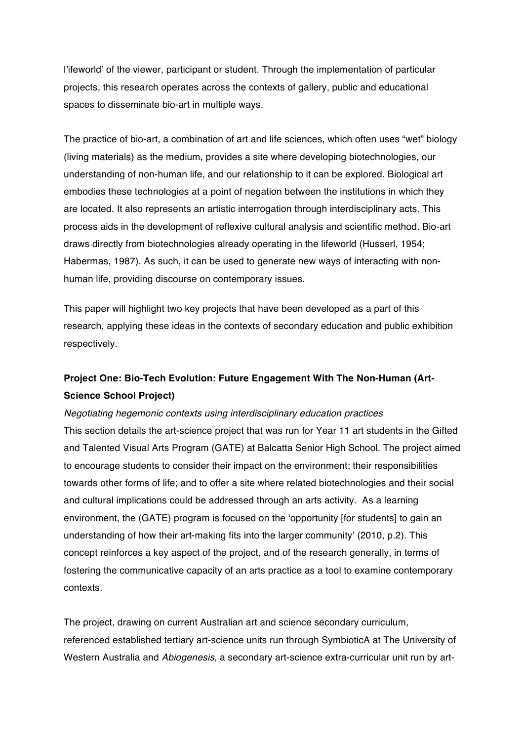l'ifeworld' of the viewer, participant or student. Through the implementation of particular projects, this research operates across the contexts of gallery, public and educational spaces to disseminate bio-art in multiple ways.

The practice of bio-art, a combination of art and life sciences, which often uses "wet" biology (living materials) as the medium, provides a site where developing biotechnologies, our understanding of non-human life, and our relationship to it can be explored. Biological art embodies these technologies at a point of negation between the institutions in which they are located. It also represents an artistic interrogation through interdisciplinary acts. This process aids in the development of reflexive cultural analysis and scientific method. Bio-art draws directly from biotechnologies already operating in the lifeworld (Husserl, 1954; Habermas, 1987). As such, it can be used to generate new ways of interacting with non-human life, providing discourse on contemporary issues.

This paper will highlight two key projects that have been developed as a part of this research, applying these ideas in the contexts of secondary education and public exhibition respectively.

**Project One: Bio-Tech Evolution: Future Engagement With The Non-Human (Art-Science School Project)**

*Negotiating hegemonic contexts using interdisciplinary education practices*

This section details the art-science project that was run for Year 11 art students in the Gifted and Talented Visual Arts Program (GATE) at Balcatta Senior High School. The project aimed to encourage students to consider their impact on the environment; their responsibilities towards other forms of life; and to offer a site where related biotechnologies and their social and cultural implications could be addressed through an arts activity. As a learning environment, the (GATE) program is focused on the 'opportunity [for students] to gain an understanding of how their art-making fits into the larger community' (2010, p.2). This concept reinforces a key aspect of the project, and of the research generally, in terms of fostering the communicative capacity of an arts practice as a tool to examine contemporary contexts.

The project, drawing on current Australian art and science secondary curriculum, referenced established tertiary art-science units run through SymbioticA at The University of Western Australia and *Abiogenesis,* a secondary art-science extra-curricular unit run by art-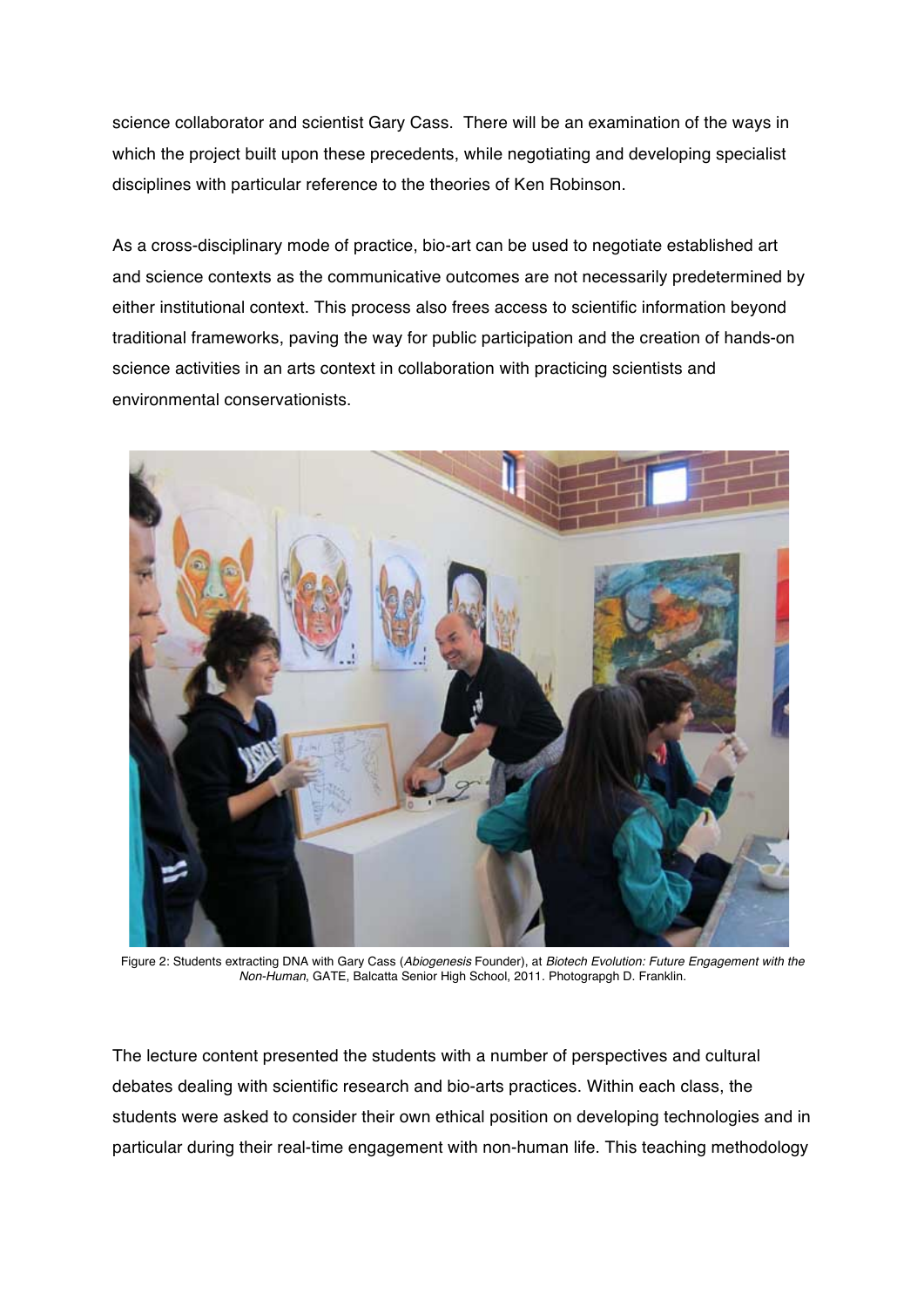science collaborator and scientist Gary Cass. There will be an examination of the ways in which the project built upon these precedents, while negotiating and developing specialist disciplines with particular reference to the theories of Ken Robinson.

As a cross-disciplinary mode of practice, bio-art can be used to negotiate established art and science contexts as the communicative outcomes are not necessarily predetermined by either institutional context. This process also frees access to scientific information beyond traditional frameworks, paving the way for public participation and the creation of hands-on science activities in an arts context in collaboration with practicing scientists and environmental conservationists.

Figure 2: Students extracting DNA with Gary Cass (*Abiogenesis* Founder), at *Biotech Evolution: Future Engagement with the Non-Human*, GATE, Balcatta Senior High School, 2011. Photograpgh D. Franklin.

The lecture content presented the students with a number of perspectives and cultural debates dealing with scientific research and bio-arts practices. Within each class, the students were asked to consider their own ethical position on developing technologies and in particular during their real-time engagement with non-human life. This teaching methodology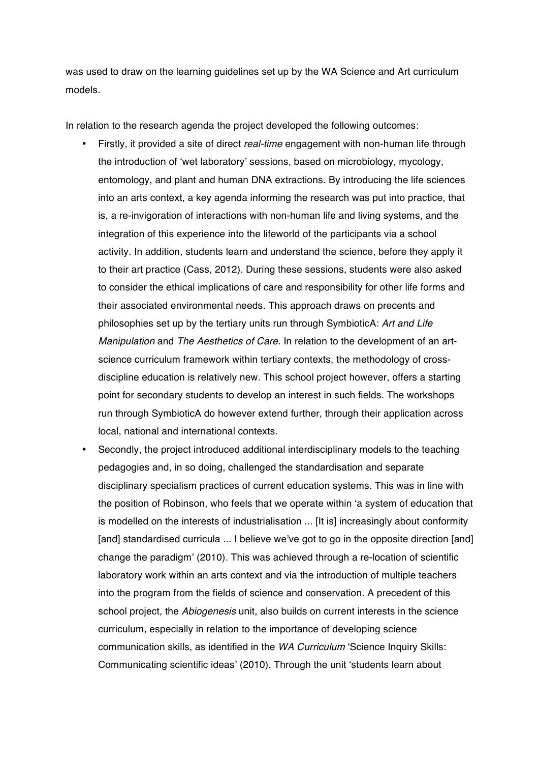was used to draw on the learning guidelines set up by the WA Science and Art curriculum models.

In relation to the research agenda the project developed the following outcomes:

- Firstly, it provided a site of direct *real-time* engagement with non-human life through the introduction of 'wet laboratory' sessions, based on microbiology, mycology, entomology, and plant and human DNA extractions. By introducing the life sciences into an arts context, a key agenda informing the research was put into practice, that is, a re-invigoration of interactions with non-human life and living systems, and the integration of this experience into the lifeworld of the participants via a school activity. In addition, students learn and understand the science, before they apply it to their art practice (Cass, 2012). During these sessions, students were also asked to consider the ethical implications of care and responsibility for other life forms and their associated environmental needs. This approach draws on precents and philosophies set up by the tertiary units run through SymbioticA: *Art and Life Manipulation* and *The Aesthetics of Care*. In relation to the development of an art-science curriculum framework within tertiary contexts, the methodology of cross-discipline education is relatively new. This school project however, offers a starting point for secondary students to develop an interest in such fields. The workshops run through SymbioticA do however extend further, through their application across local, national and international contexts.
- Secondly, the project introduced additional interdisciplinary models to the teaching pedagogies and, in so doing, challenged the standardisation and separate disciplinary specialism practices of current education systems. This was in line with the position of Robinson, who feels that we operate within 'a system of education that is modelled on the interests of industrialisation ... [It is] increasingly about conformity [and] standardised curricula ... I believe we've got to go in the opposite direction [and] change the paradigm' (2010). This was achieved through a re-location of scientific laboratory work within an arts context and via the introduction of multiple teachers into the program from the fields of science and conservation. A precedent of this school project, the *Abiogenesis* unit, also builds on current interests in the science curriculum, especially in relation to the importance of developing science communication skills, as identified in the *WA Curriculum* 'Science Inquiry Skills: Communicating scientific ideas' (2010). Through the unit 'students learn about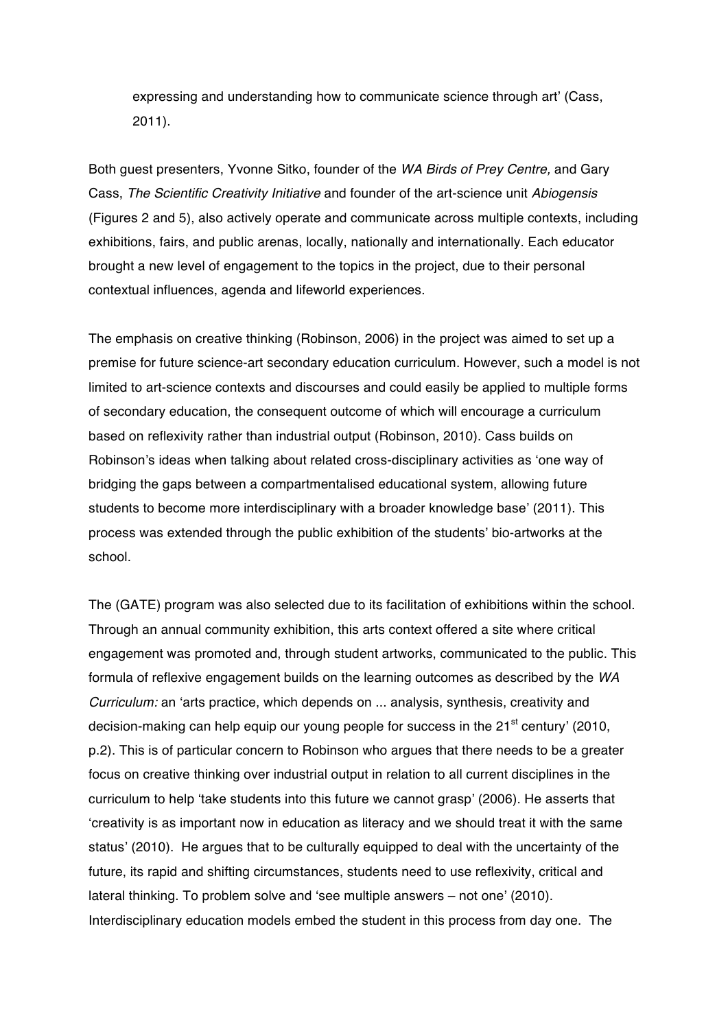expressing and understanding how to communicate science through art' (Cass, 2011).

Both guest presenters, Yvonne Sitko, founder of the *WA Birds of Prey Centre,* and Gary Cass, *The Scientific Creativity Initiative* and founder of the art-science unit *Abiogensis* (Figures 2 and 5), also actively operate and communicate across multiple contexts, including exhibitions, fairs, and public arenas, locally, nationally and internationally. Each educator brought a new level of engagement to the topics in the project, due to their personal contextual influences, agenda and lifeworld experiences.

The emphasis on creative thinking (Robinson, 2006) in the project was aimed to set up a premise for future science-art secondary education curriculum. However, such a model is not limited to art-science contexts and discourses and could easily be applied to multiple forms of secondary education, the consequent outcome of which will encourage a curriculum based on reflexivity rather than industrial output (Robinson, 2010). Cass builds on Robinson's ideas when talking about related cross-disciplinary activities as 'one way of bridging the gaps between a compartmentalised educational system, allowing future students to become more interdisciplinary with a broader knowledge base' (2011). This process was extended through the public exhibition of the students' bio-artworks at the school.

The (GATE) program was also selected due to its facilitation of exhibitions within the school. Through an annual community exhibition, this arts context offered a site where critical engagement was promoted and, through student artworks, communicated to the public. This formula of reflexive engagement builds on the learning outcomes as described by the *WA Curriculum:* an 'arts practice, which depends on ... analysis, synthesis, creativity and decision-making can help equip our young people for success in the 21st century' (2010, p.2). This is of particular concern to Robinson who argues that there needs to be a greater focus on creative thinking over industrial output in relation to all current disciplines in the curriculum to help 'take students into this future we cannot grasp' (2006). He asserts that 'creativity is as important now in education as literacy and we should treat it with the same status' (2010). He argues that to be culturally equipped to deal with the uncertainty of the future, its rapid and shifting circumstances, students need to use reflexivity, critical and lateral thinking. To problem solve and 'see multiple answers – not one' (2010). Interdisciplinary education models embed the student in this process from day one. The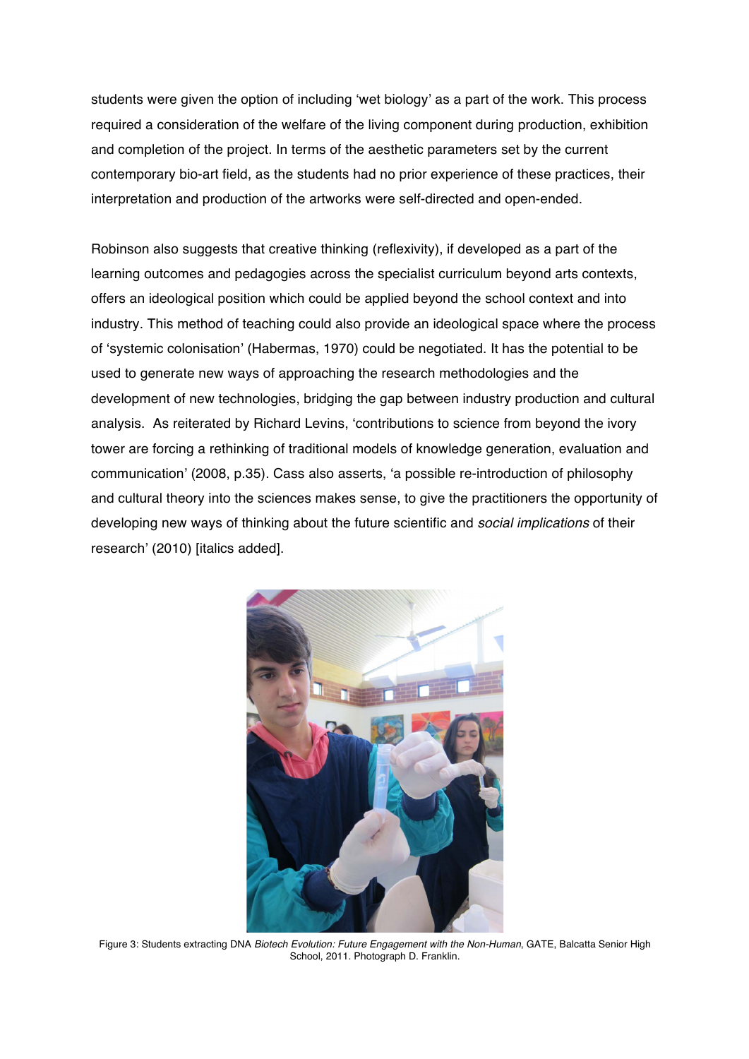students were given the option of including 'wet biology' as a part of the work. This process required a consideration of the welfare of the living component during production, exhibition and completion of the project. In terms of the aesthetic parameters set by the current contemporary bio-art field, as the students had no prior experience of these practices, their interpretation and production of the artworks were self-directed and open-ended.

Robinson also suggests that creative thinking (reflexivity), if developed as a part of the learning outcomes and pedagogies across the specialist curriculum beyond arts contexts, offers an ideological position which could be applied beyond the school context and into industry. This method of teaching could also provide an ideological space where the process of 'systemic colonisation' (Habermas, 1970) could be negotiated. It has the potential to be used to generate new ways of approaching the research methodologies and the development of new technologies, bridging the gap between industry production and cultural analysis. As reiterated by Richard Levins, 'contributions to science from beyond the ivory tower are forcing a rethinking of traditional models of knowledge generation, evaluation and communication' (2008, p.35). Cass also asserts, 'a possible re-introduction of philosophy and cultural theory into the sciences makes sense, to give the practitioners the opportunity of developing new ways of thinking about the future scientific and *social implications* of their research' (2010) [italics added].

Figure 3: Students extracting DNA *Biotech Evolution: Future Engagement with the Non-Human*, GATE, Balcatta Senior High School, 2011. Photograph D. Franklin.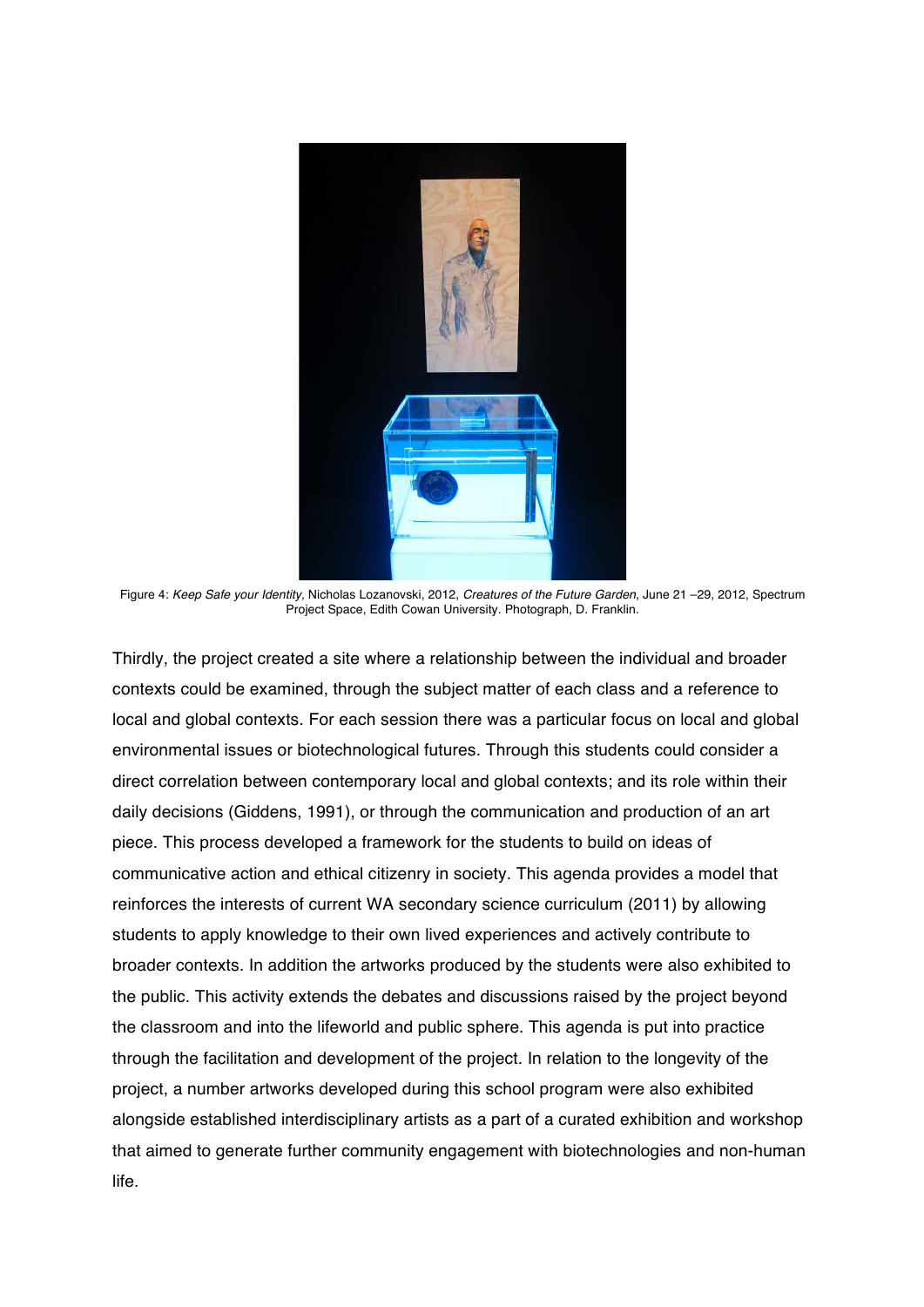Figure 4: *Keep Safe your Identity*, Nicholas Lozanovski, 2012, *Creatures of the Future Garden*, June 21 –29, 2012, Spectrum Project Space, Edith Cowan University. Photograph, D. Franklin.

Thirdly, the project created a site where a relationship between the individual and broader contexts could be examined, through the subject matter of each class and a reference to local and global contexts. For each session there was a particular focus on local and global environmental issues or biotechnological futures. Through this students could consider a direct correlation between contemporary local and global contexts; and its role within their daily decisions (Giddens, 1991), or through the communication and production of an art piece. This process developed a framework for the students to build on ideas of communicative action and ethical citizenry in society. This agenda provides a model that reinforces the interests of current WA secondary science curriculum (2011) by allowing students to apply knowledge to their own lived experiences and actively contribute to broader contexts. In addition the artworks produced by the students were also exhibited to the public. This activity extends the debates and discussions raised by the project beyond the classroom and into the lifeworld and public sphere. This agenda is put into practice through the facilitation and development of the project. In relation to the longevity of the project, a number artworks developed during this school program were also exhibited alongside established interdisciplinary artists as a part of a curated exhibition and workshop that aimed to generate further community engagement with biotechnologies and non-human life.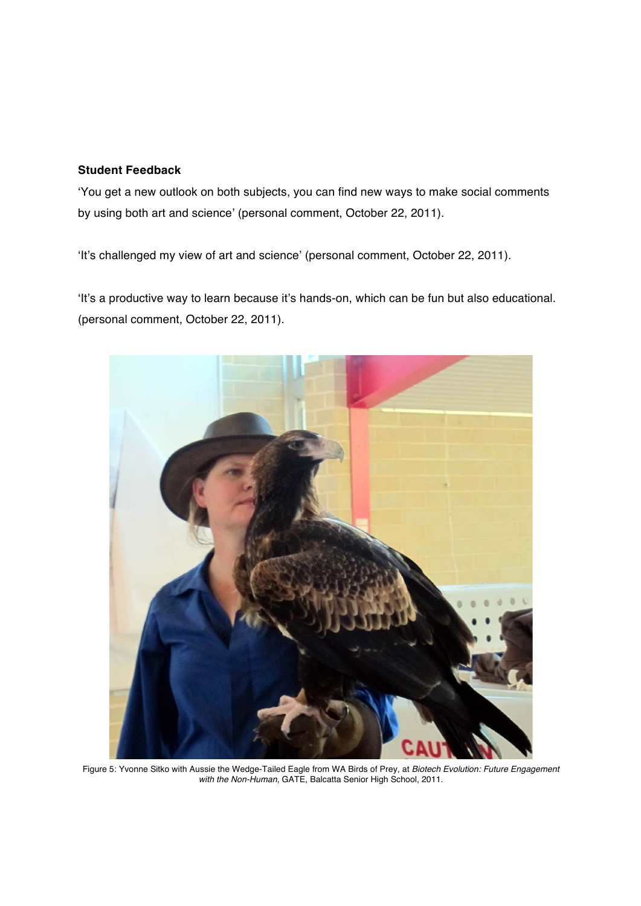**Student Feedback**

'You get a new outlook on both subjects, you can find new ways to make social comments by using both art and science' (personal comment, October 22, 2011).

'It's challenged my view of art and science' (personal comment, October 22, 2011).

'It's a productive way to learn because it's hands-on, which can be fun but also educational. (personal comment, October 22, 2011).

Figure 5: Yvonne Sitko with Aussie the Wedge-Tailed Eagle from WA Birds of Prey, at *Biotech Evolution: Future Engagement with the Non-Human*, GATE, Balcatta Senior High School, 2011.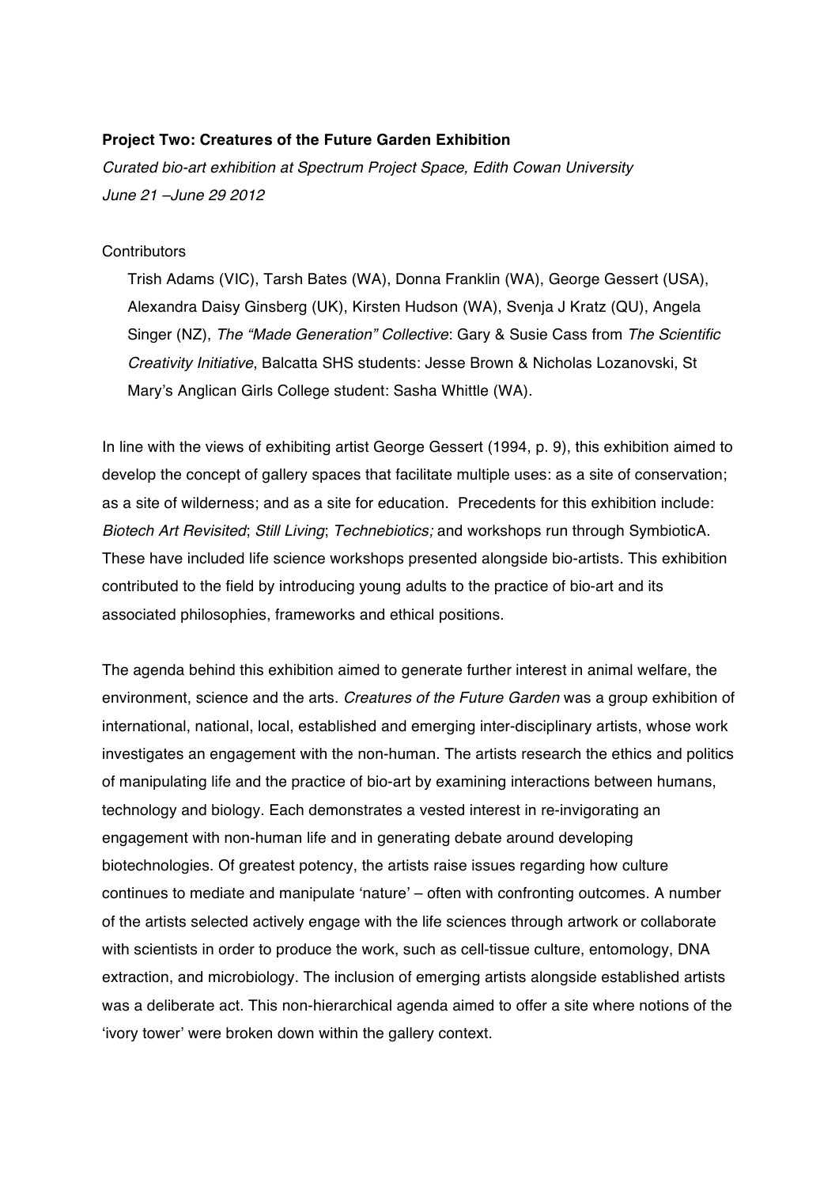**Project Two: Creatures of the Future Garden Exhibition**

*Curated bio-art exhibition at Spectrum Project Space, Edith Cowan University*
*June 21 –June 29 2012*

Contributors

Trish Adams (VIC), Tarsh Bates (WA), Donna Franklin (WA), George Gessert (USA), Alexandra Daisy Ginsberg (UK), Kirsten Hudson (WA), Svenja J Kratz (QU), Angela Singer (NZ), *The "Made Generation" Collective*: Gary & Susie Cass from *The Scientific Creativity Initiative*, Balcatta SHS students: Jesse Brown & Nicholas Lozanovski, St Mary's Anglican Girls College student: Sasha Whittle (WA).

In line with the views of exhibiting artist George Gessert (1994, p. 9), this exhibition aimed to develop the concept of gallery spaces that facilitate multiple uses: as a site of conservation; as a site of wilderness; and as a site for education. Precedents for this exhibition include: *Biotech Art Revisited*; *Still Living*; *Technebiotics;* and workshops run through SymbioticA. These have included life science workshops presented alongside bio-artists. This exhibition contributed to the field by introducing young adults to the practice of bio-art and its associated philosophies, frameworks and ethical positions.

The agenda behind this exhibition aimed to generate further interest in animal welfare, the environment, science and the arts. *Creatures of the Future Garden* was a group exhibition of international, national, local, established and emerging inter-disciplinary artists, whose work investigates an engagement with the non-human. The artists research the ethics and politics of manipulating life and the practice of bio-art by examining interactions between humans, technology and biology. Each demonstrates a vested interest in re-invigorating an engagement with non-human life and in generating debate around developing biotechnologies. Of greatest potency, the artists raise issues regarding how culture continues to mediate and manipulate 'nature' – often with confronting outcomes. A number of the artists selected actively engage with the life sciences through artwork or collaborate with scientists in order to produce the work, such as cell-tissue culture, entomology, DNA extraction, and microbiology. The inclusion of emerging artists alongside established artists was a deliberate act. This non-hierarchical agenda aimed to offer a site where notions of the 'ivory tower' were broken down within the gallery context.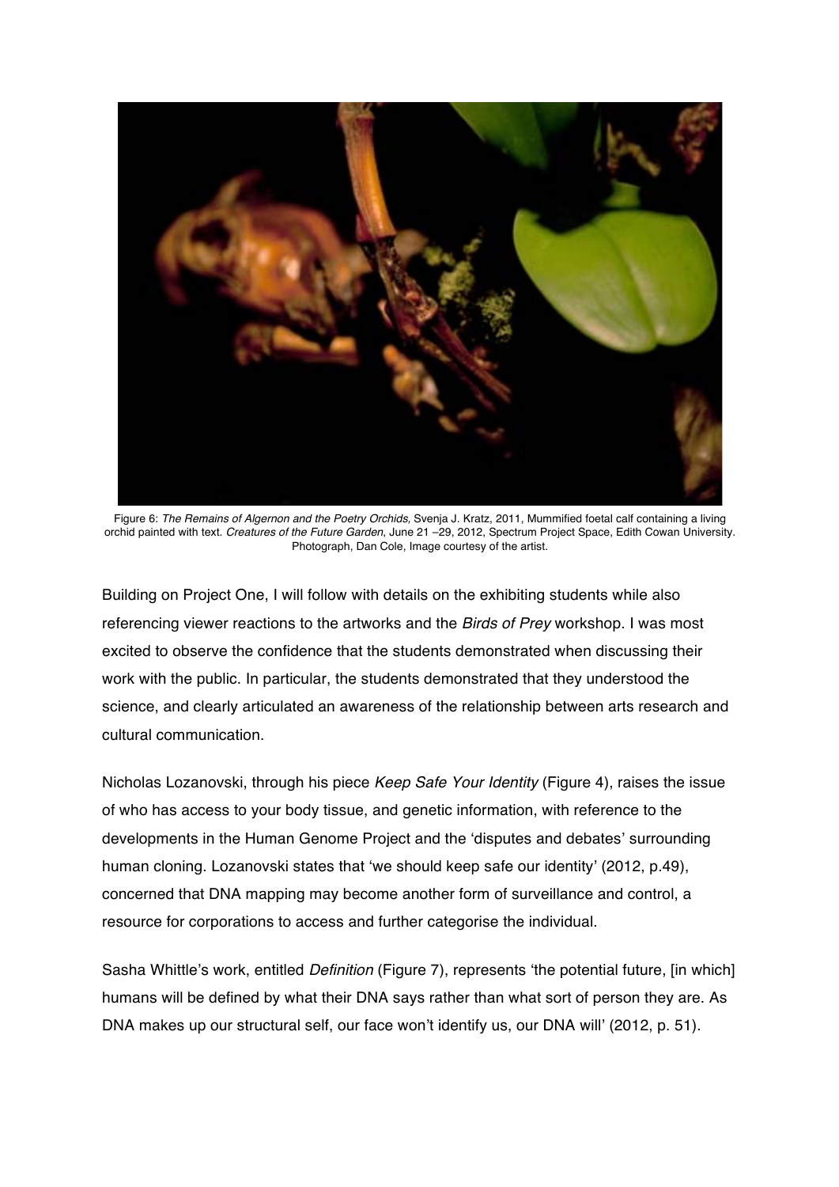Figure 6: *The Remains of Algernon and the Poetry Orchids,* Svenja J. Kratz, 2011, Mummified foetal calf containing a living orchid painted with text. *Creatures of the Future Garden*, June 21 –29, 2012, Spectrum Project Space, Edith Cowan University. Photograph, Dan Cole, Image courtesy of the artist.

Building on Project One, I will follow with details on the exhibiting students while also referencing viewer reactions to the artworks and the *Birds of Prey* workshop. I was most excited to observe the confidence that the students demonstrated when discussing their work with the public. In particular, the students demonstrated that they understood the science, and clearly articulated an awareness of the relationship between arts research and cultural communication.

Nicholas Lozanovski, through his piece *Keep Safe Your Identity* (Figure 4), raises the issue of who has access to your body tissue, and genetic information, with reference to the developments in the Human Genome Project and the 'disputes and debates' surrounding human cloning. Lozanovski states that 'we should keep safe our identity' (2012, p.49), concerned that DNA mapping may become another form of surveillance and control, a resource for corporations to access and further categorise the individual.

Sasha Whittle's work, entitled *Definition* (Figure 7), represents 'the potential future, [in which] humans will be defined by what their DNA says rather than what sort of person they are. As DNA makes up our structural self, our face won't identify us, our DNA will' (2012, p. 51).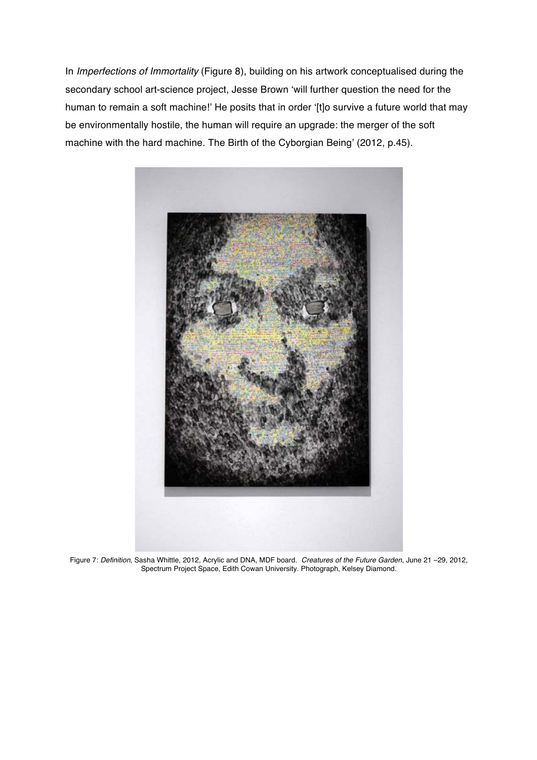In *Imperfections of Immortality* (Figure 8), building on his artwork conceptualised during the secondary school art-science project, Jesse Brown 'will further question the need for the human to remain a soft machine!' He posits that in order '[t]o survive a future world that may be environmentally hostile, the human will require an upgrade: the merger of the soft machine with the hard machine. The Birth of the Cyborgian Being' (2012, p.45).

Figure 7: *Definition*, Sasha Whittle, 2012, Acrylic and DNA, MDF board. *Creatures of the Future Garden*, June 21 –29, 2012, Spectrum Project Space, Edith Cowan University. Photograph, Kelsey Diamond.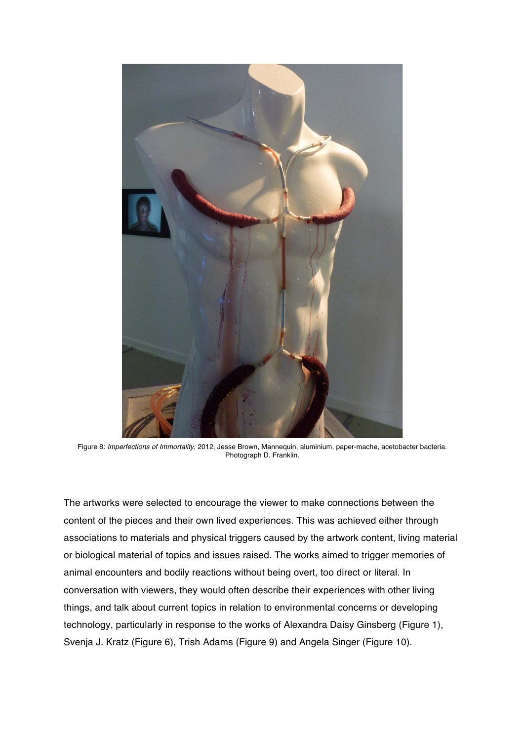Figure 8: *Imperfections of Immortality*, 2012, Jesse Brown, Mannequin, aluminium, paper-mache, acetobacter bacteria. Photograph D. Franklin.

The artworks were selected to encourage the viewer to make connections between the content of the pieces and their own lived experiences. This was achieved either through associations to materials and physical triggers caused by the artwork content, living material or biological material of topics and issues raised. The works aimed to trigger memories of animal encounters and bodily reactions without being overt, too direct or literal. In conversation with viewers, they would often describe their experiences with other living things, and talk about current topics in relation to environmental concerns or developing technology, particularly in response to the works of Alexandra Daisy Ginsberg (Figure 1), Svenja J. Kratz (Figure 6), Trish Adams (Figure 9) and Angela Singer (Figure 10).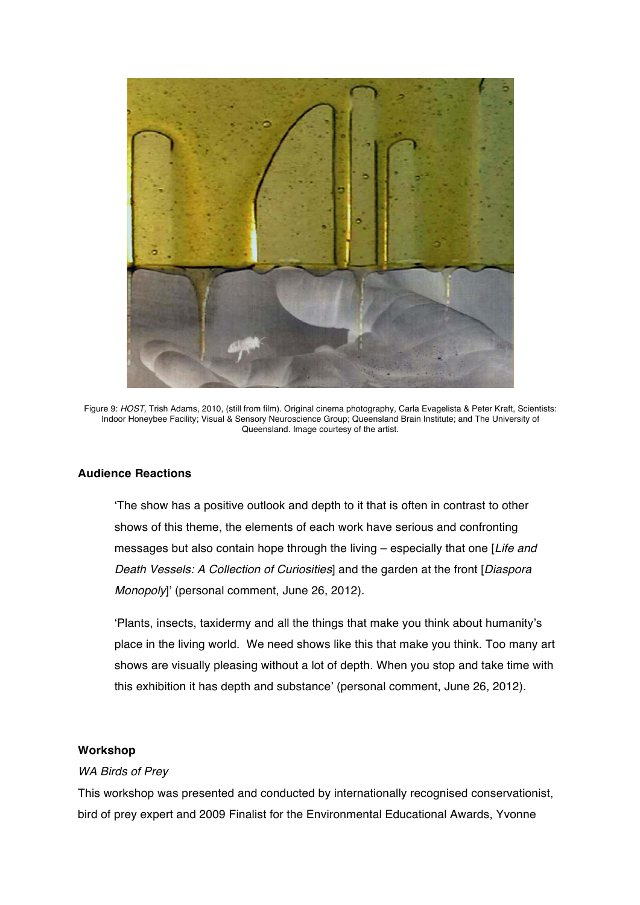Figure 9: *HOST,* Trish Adams, 2010, (still from film). Original cinema photography, Carla Evagelista & Peter Kraft, Scientists: Indoor Honeybee Facility; Visual & Sensory Neuroscience Group; Queensland Brain Institute; and The University of Queensland. Image courtesy of the artist.

**Audience Reactions**

> 'The show has a positive outlook and depth to it that is often in contrast to other shows of this theme, the elements of each work have serious and confronting messages but also contain hope through the living – especially that one [*Life and Death Vessels: A Collection of Curiosities*] and the garden at the front [*Diaspora Monopoly*]' (personal comment, June 26, 2012).

> 'Plants, insects, taxidermy and all the things that make you think about humanity's place in the living world. We need shows like this that make you think. Too many art shows are visually pleasing without a lot of depth. When you stop and take time with this exhibition it has depth and substance' (personal comment, June 26, 2012).

**Workshop**

*WA Birds of Prey*

This workshop was presented and conducted by internationally recognised conservationist, bird of prey expert and 2009 Finalist for the Environmental Educational Awards, Yvonne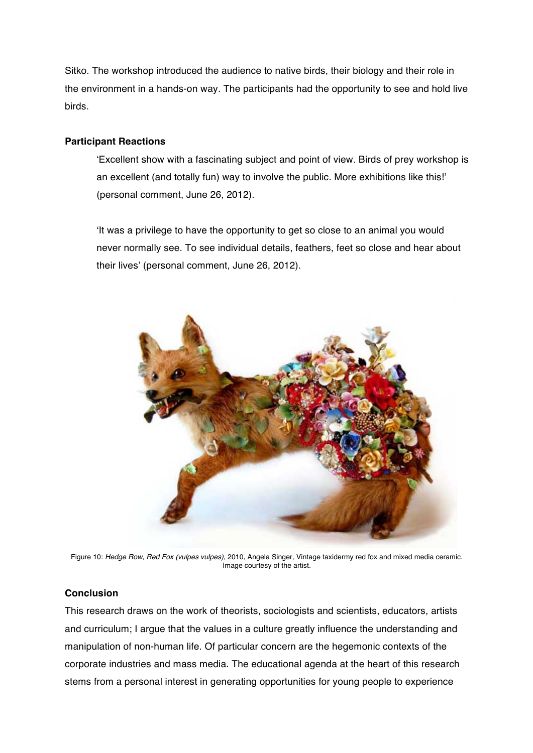Sitko. The workshop introduced the audience to native birds, their biology and their role in the environment in a hands-on way. The participants had the opportunity to see and hold live birds.

**Participant Reactions**

> 'Excellent show with a fascinating subject and point of view. Birds of prey workshop is an excellent (and totally fun) way to involve the public. More exhibitions like this!' (personal comment, June 26, 2012).
>
> 'It was a privilege to have the opportunity to get so close to an animal you would never normally see. To see individual details, feathers, feet so close and hear about their lives' (personal comment, June 26, 2012).

Figure 10: *Hedge Row, Red Fox (vulpes vulpes),* 2010, Angela Singer, Vintage taxidermy red fox and mixed media ceramic. Image courtesy of the artist.

**Conclusion**

This research draws on the work of theorists, sociologists and scientists, educators, artists and curriculum; I argue that the values in a culture greatly influence the understanding and manipulation of non-human life. Of particular concern are the hegemonic contexts of the corporate industries and mass media. The educational agenda at the heart of this research stems from a personal interest in generating opportunities for young people to experience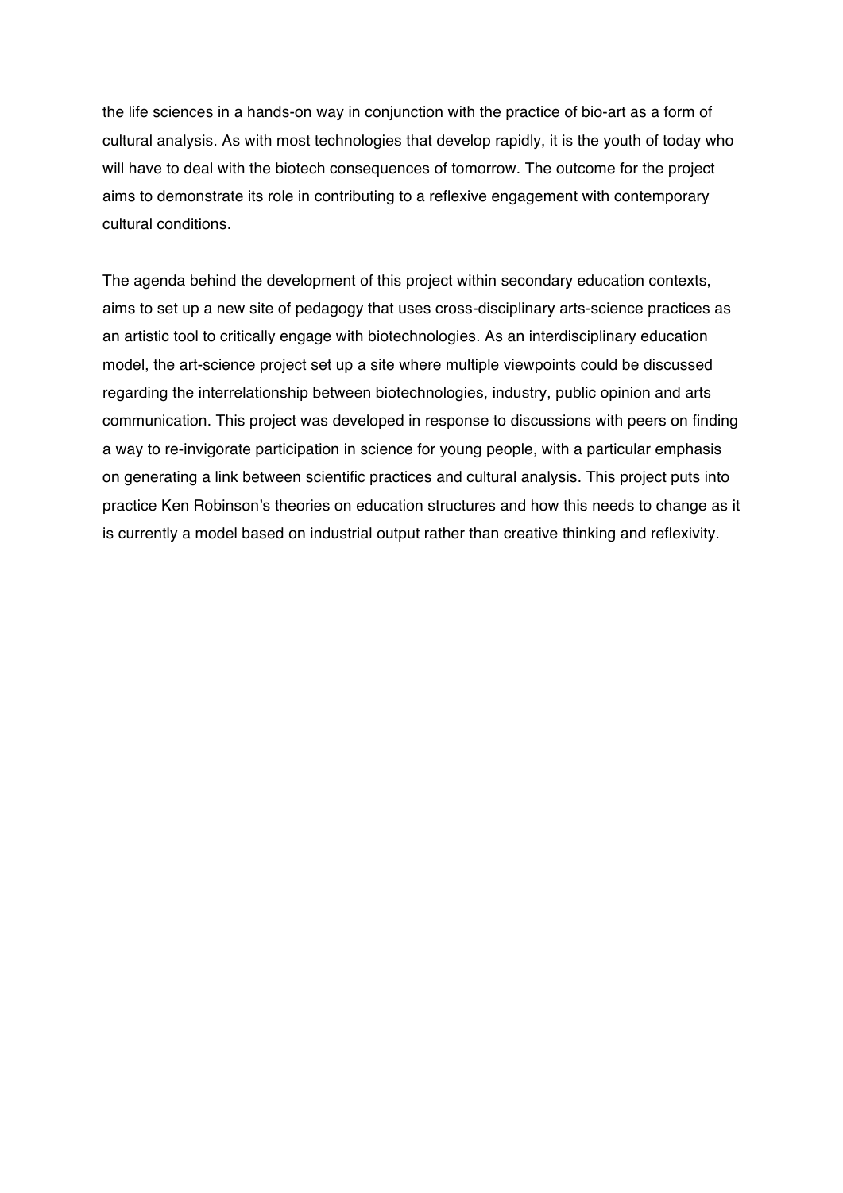the life sciences in a hands-on way in conjunction with the practice of bio-art as a form of cultural analysis. As with most technologies that develop rapidly, it is the youth of today who will have to deal with the biotech consequences of tomorrow. The outcome for the project aims to demonstrate its role in contributing to a reflexive engagement with contemporary cultural conditions.

The agenda behind the development of this project within secondary education contexts, aims to set up a new site of pedagogy that uses cross-disciplinary arts-science practices as an artistic tool to critically engage with biotechnologies. As an interdisciplinary education model, the art-science project set up a site where multiple viewpoints could be discussed regarding the interrelationship between biotechnologies, industry, public opinion and arts communication. This project was developed in response to discussions with peers on finding a way to re-invigorate participation in science for young people, with a particular emphasis on generating a link between scientific practices and cultural analysis. This project puts into practice Ken Robinson's theories on education structures and how this needs to change as it is currently a model based on industrial output rather than creative thinking and reflexivity.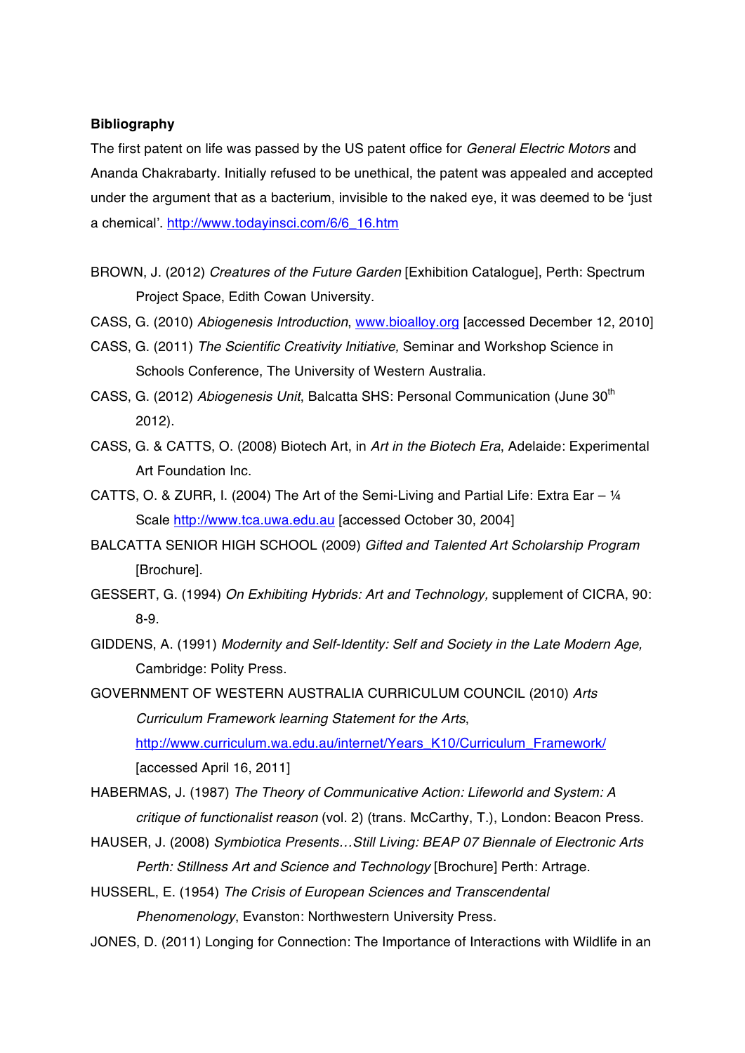**Bibliography**

The first patent on life was passed by the US patent office for *General Electric Motors* and Ananda Chakrabarty. Initially refused to be unethical, the patent was appealed and accepted under the argument that as a bacterium, invisible to the naked eye, it was deemed to be 'just a chemical'. http://www.todayinsci.com/6/6_16.htm

BROWN, J. (2012) *Creatures of the Future Garden* [Exhibition Catalogue], Perth: Spectrum Project Space, Edith Cowan University.

CASS, G. (2010) *Abiogenesis Introduction*, www.bioalloy.org [accessed December 12, 2010]

CASS, G. (2011) *The Scientific Creativity Initiative,* Seminar and Workshop Science in Schools Conference, The University of Western Australia.

CASS, G. (2012) *Abiogenesis Unit*, Balcatta SHS: Personal Communication (June 30th 2012).

CASS, G. & CATTS, O. (2008) Biotech Art, in *Art in the Biotech Era*, Adelaide: Experimental Art Foundation Inc.

CATTS, O. & ZURR, I. (2004) The Art of the Semi-Living and Partial Life: Extra Ear – ¼ Scale http://www.tca.uwa.edu.au [accessed October 30, 2004]

BALCATTA SENIOR HIGH SCHOOL (2009) *Gifted and Talented Art Scholarship Program* [Brochure].

GESSERT, G. (1994) *On Exhibiting Hybrids: Art and Technology,* supplement of CICRA, 90: 8-9.

GIDDENS, A. (1991) *Modernity and Self-Identity: Self and Society in the Late Modern Age,* Cambridge: Polity Press.

GOVERNMENT OF WESTERN AUSTRALIA CURRICULUM COUNCIL (2010) *Arts Curriculum Framework learning Statement for the Arts*, http://www.curriculum.wa.edu.au/internet/Years_K10/Curriculum_Framework/ [accessed April 16, 2011]

HABERMAS, J. (1987) *The Theory of Communicative Action: Lifeworld and System: A critique of functionalist reason* (vol. 2) (trans. McCarthy, T.), London: Beacon Press.

HAUSER, J. (2008) *Symbiotica Presents…Still Living: BEAP 07 Biennale of Electronic Arts Perth: Stillness Art and Science and Technology* [Brochure] Perth: Artrage.

HUSSERL, E. (1954) *The Crisis of European Sciences and Transcendental Phenomenology*, Evanston: Northwestern University Press.

JONES, D. (2011) Longing for Connection: The Importance of Interactions with Wildlife in an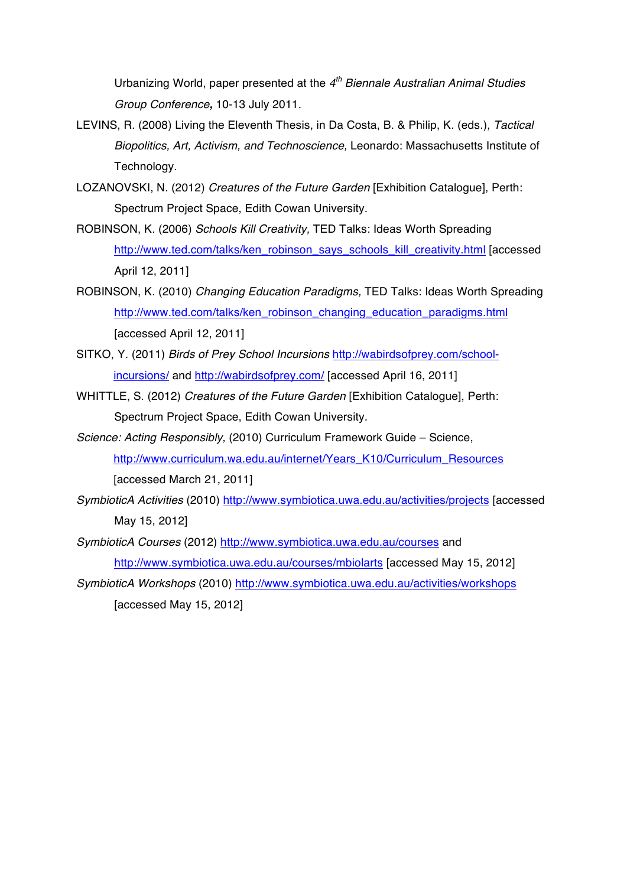Urbanizing World, paper presented at the 4th *Biennale Australian Animal Studies Group Conference,* 10-13 July 2011.

LEVINS, R. (2008) Living the Eleventh Thesis, in Da Costa, B. & Philip, K. (eds.), *Tactical Biopolitics, Art, Activism, and Technoscience,* Leonardo: Massachusetts Institute of Technology.

LOZANOVSKI, N. (2012) *Creatures of the Future Garden* [Exhibition Catalogue], Perth: Spectrum Project Space, Edith Cowan University.

ROBINSON, K. (2006) *Schools Kill Creativity,* TED Talks: Ideas Worth Spreading http://www.ted.com/talks/ken_robinson_says_schools_kill_creativity.html [accessed April 12, 2011]

ROBINSON, K. (2010) *Changing Education Paradigms,* TED Talks: Ideas Worth Spreading http://www.ted.com/talks/ken_robinson_changing_education_paradigms.html [accessed April 12, 2011]

SITKO, Y. (2011) *Birds of Prey School Incursions* http://wabirdsofprey.com/school-incursions/ and http://wabirdsofprey.com/ [accessed April 16, 2011]

WHITTLE, S. (2012) *Creatures of the Future Garden* [Exhibition Catalogue], Perth: Spectrum Project Space, Edith Cowan University.

*Science: Acting Responsibly,* (2010) Curriculum Framework Guide – Science, http://www.curriculum.wa.edu.au/internet/Years_K10/Curriculum_Resources [accessed March 21, 2011]

*SymbioticA Activities* (2010) http://www.symbiotica.uwa.edu.au/activities/projects [accessed May 15, 2012]

*SymbioticA Courses* (2012) http://www.symbiotica.uwa.edu.au/courses and http://www.symbiotica.uwa.edu.au/courses/mbiolarts [accessed May 15, 2012]

*SymbioticA Workshops* (2010) http://www.symbiotica.uwa.edu.au/activities/workshops [accessed May 15, 2012]